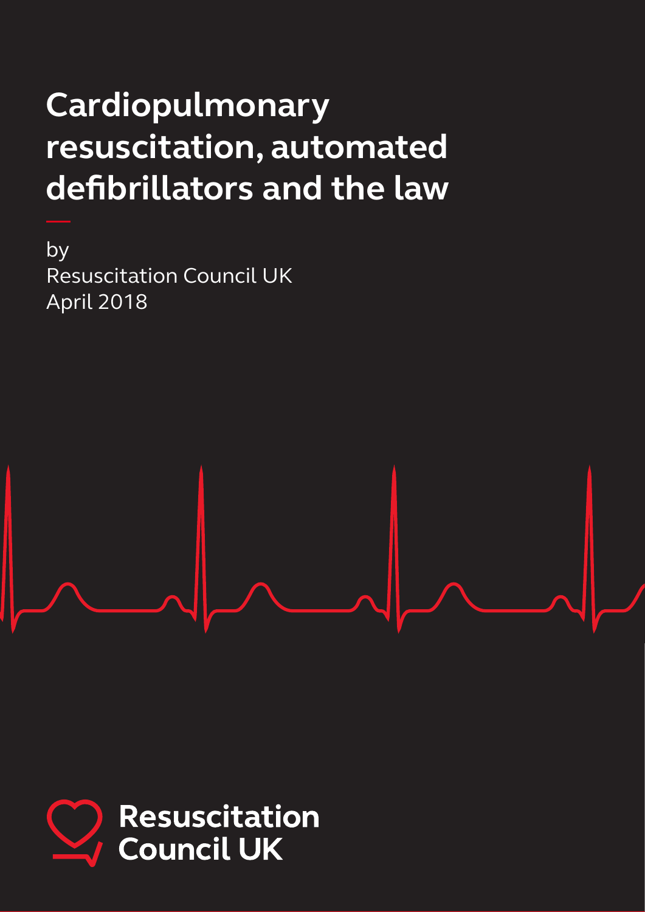# Cardiopulmonary resuscitation, automated defibrillators and the law

by
Resuscitation Council UK
April 2018

Resuscitation Council UK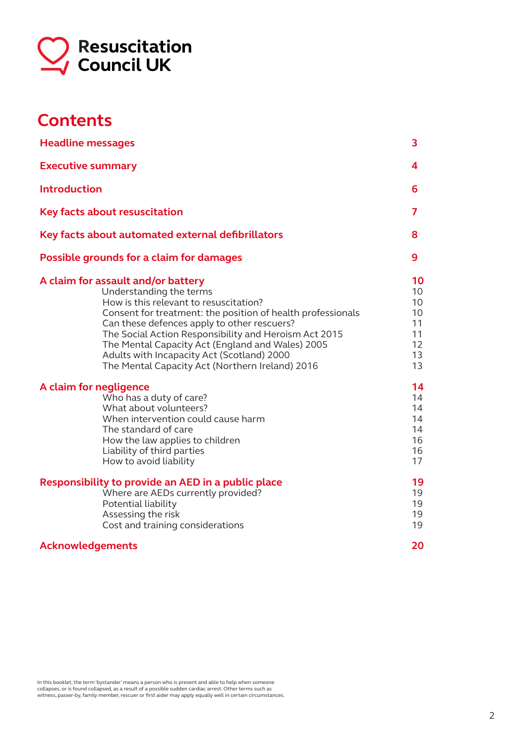Resuscitation Council UK

# Contents

| | |
|---|---|
| **Headline messages** | **3** |
| **Executive summary** | **4** |
| **Introduction** | **6** |
| **Key facts about resuscitation** | **7** |
| **Key facts about automated external defibrillators** | **8** |
| **Possible grounds for a claim for damages** | **9** |
| **A claim for assault and/or battery** | **10** |
| Understanding the terms | 10 |
| How is this relevant to resuscitation? | 10 |
| Consent for treatment: the position of health professionals | 10 |
| Can these defences apply to other rescuers? | 11 |
| The Social Action Responsibility and Heroism Act 2015 | 11 |
| The Mental Capacity Act (England and Wales) 2005 | 12 |
| Adults with Incapacity Act (Scotland) 2000 | 13 |
| The Mental Capacity Act (Northern Ireland) 2016 | 13 |
| **A claim for negligence** | **14** |
| Who has a duty of care? | 14 |
| What about volunteers? | 14 |
| When intervention could cause harm | 14 |
| The standard of care | 14 |
| How the law applies to children | 16 |
| Liability of third parties | 16 |
| How to avoid liability | 17 |
| **Responsibility to provide an AED in a public place** | **19** |
| Where are AEDs currently provided? | 19 |
| Potential liability | 19 |
| Assessing the risk | 19 |
| Cost and training considerations | 19 |
| **Acknowledgements** | **20** |

In this booklet, the term 'bystander' means a person who is present and able to help when someone collapses, or is found collapsed, as a result of a possible sudden cardiac arrest. Other terms such as witness, passer-by, family member, rescuer or first aider may apply equally well in certain circumstances.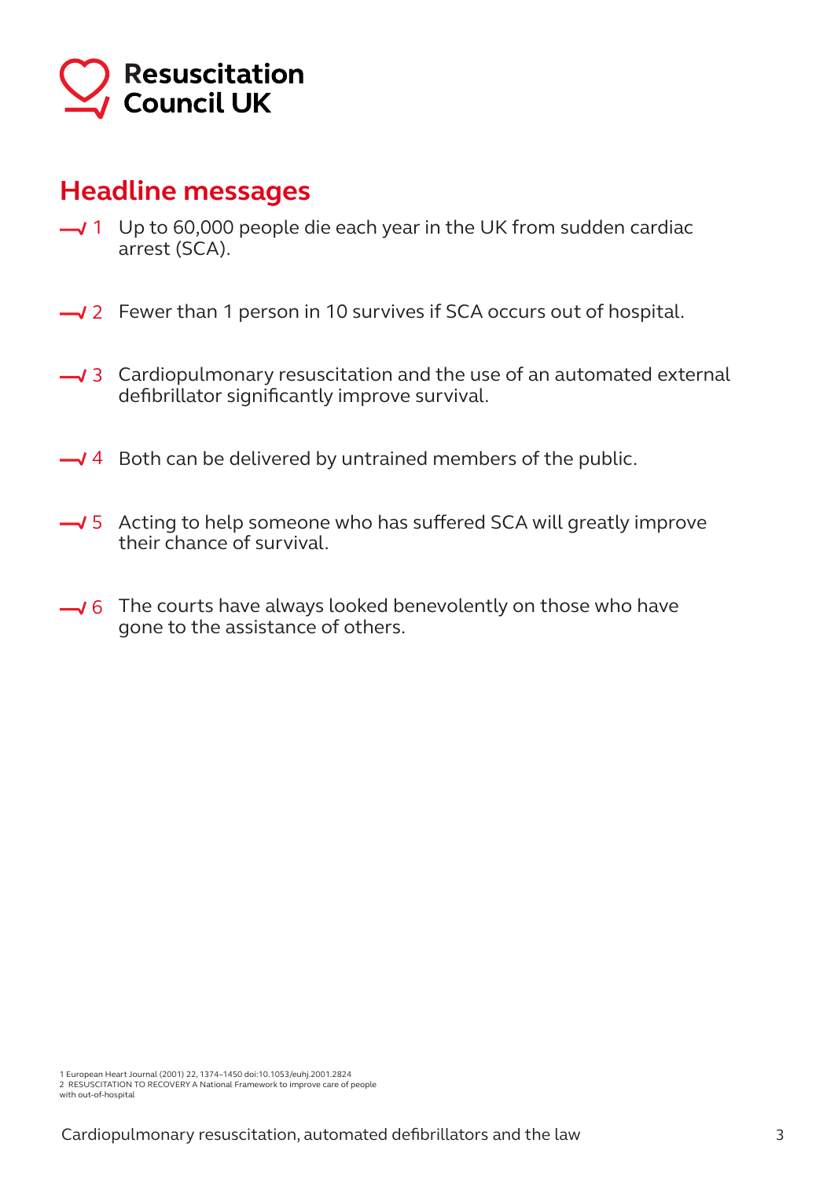## Headline messages

1. Up to 60,000 people die each year in the UK from sudden cardiac arrest (SCA).
2. Fewer than 1 person in 10 survives if SCA occurs out of hospital.
3. Cardiopulmonary resuscitation and the use of an automated external defibrillator significantly improve survival.
4. Both can be delivered by untrained members of the public.
5. Acting to help someone who has suffered SCA will greatly improve their chance of survival.
6. The courts have always looked benevolently on those who have gone to the assistance of others.

1 European Heart Journal (2001) 22, 1374–1450 doi:10.1053/euhj.2001.2824
2 RESUSCITATION TO RECOVERY A National Framework to improve care of people with out-of-hospital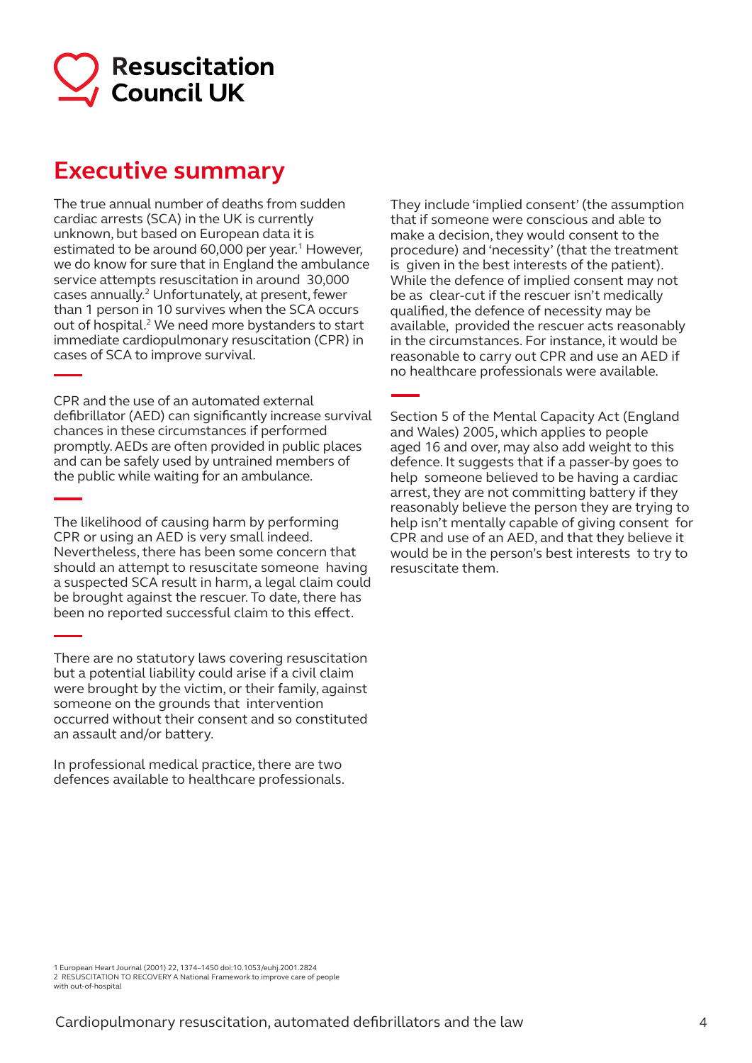# Executive summary

The true annual number of deaths from sudden cardiac arrests (SCA) in the UK is currently unknown, but based on European data it is estimated to be around 60,000 per year.[1] However, we do know for sure that in England the ambulance service attempts resuscitation in around 30,000 cases annually.[2] Unfortunately, at present, fewer than 1 person in 10 survives when the SCA occurs out of hospital.[2] We need more bystanders to start immediate cardiopulmonary resuscitation (CPR) in cases of SCA to improve survival.

CPR and the use of an automated external defibrillator (AED) can significantly increase survival chances in these circumstances if performed promptly. AEDs are often provided in public places and can be safely used by untrained members of the public while waiting for an ambulance.

The likelihood of causing harm by performing CPR or using an AED is very small indeed. Nevertheless, there has been some concern that should an attempt to resuscitate someone having a suspected SCA result in harm, a legal claim could be brought against the rescuer. To date, there has been no reported successful claim to this effect.

There are no statutory laws covering resuscitation but a potential liability could arise if a civil claim were brought by the victim, or their family, against someone on the grounds that intervention occurred without their consent and so constituted an assault and/or battery.

In professional medical practice, there are two defences available to healthcare professionals. They include 'implied consent' (the assumption that if someone were conscious and able to make a decision, they would consent to the procedure) and 'necessity' (that the treatment is given in the best interests of the patient). While the defence of implied consent may not be as clear-cut if the rescuer isn't medically qualified, the defence of necessity may be available, provided the rescuer acts reasonably in the circumstances. For instance, it would be reasonable to carry out CPR and use an AED if no healthcare professionals were available.

Section 5 of the Mental Capacity Act (England and Wales) 2005, which applies to people aged 16 and over, may also add weight to this defence. It suggests that if a passer-by goes to help someone believed to be having a cardiac arrest, they are not committing battery if they reasonably believe the person they are trying to help isn't mentally capable of giving consent for CPR and use of an AED, and that they believe it would be in the person's best interests to try to resuscitate them.

1 European Heart Journal (2001) 22, 1374–1450 doi:10.1053/euhj.2001.2824
2 RESUSCITATION TO RECOVERY A National Framework to improve care of people with out-of-hospital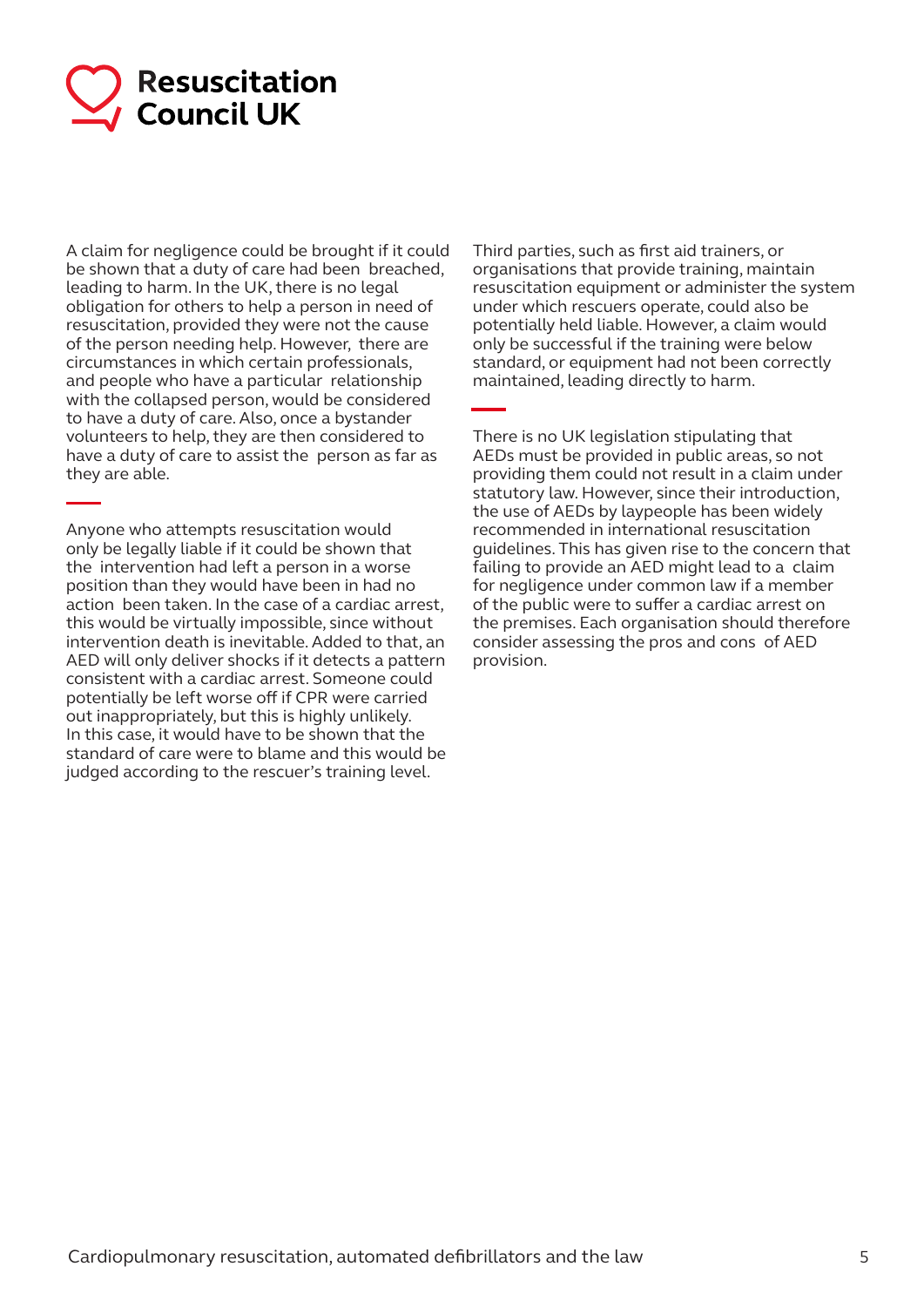A claim for negligence could be brought if it could be shown that a duty of care had been breached, leading to harm. In the UK, there is no legal obligation for others to help a person in need of resuscitation, provided they were not the cause of the person needing help. However, there are circumstances in which certain professionals, and people who have a particular relationship with the collapsed person, would be considered to have a duty of care. Also, once a bystander volunteers to help, they are then considered to have a duty of care to assist the person as far as they are able.

Anyone who attempts resuscitation would only be legally liable if it could be shown that the intervention had left a person in a worse position than they would have been in had no action been taken. In the case of a cardiac arrest, this would be virtually impossible, since without intervention death is inevitable. Added to that, an AED will only deliver shocks if it detects a pattern consistent with a cardiac arrest. Someone could potentially be left worse off if CPR were carried out inappropriately, but this is highly unlikely. In this case, it would have to be shown that the standard of care were to blame and this would be judged according to the rescuer's training level.

Third parties, such as first aid trainers, or organisations that provide training, maintain resuscitation equipment or administer the system under which rescuers operate, could also be potentially held liable. However, a claim would only be successful if the training were below standard, or equipment had not been correctly maintained, leading directly to harm.

There is no UK legislation stipulating that AEDs must be provided in public areas, so not providing them could not result in a claim under statutory law. However, since their introduction, the use of AEDs by laypeople has been widely recommended in international resuscitation guidelines. This has given rise to the concern that failing to provide an AED might lead to a claim for negligence under common law if a member of the public were to suffer a cardiac arrest on the premises. Each organisation should therefore consider assessing the pros and cons of AED provision.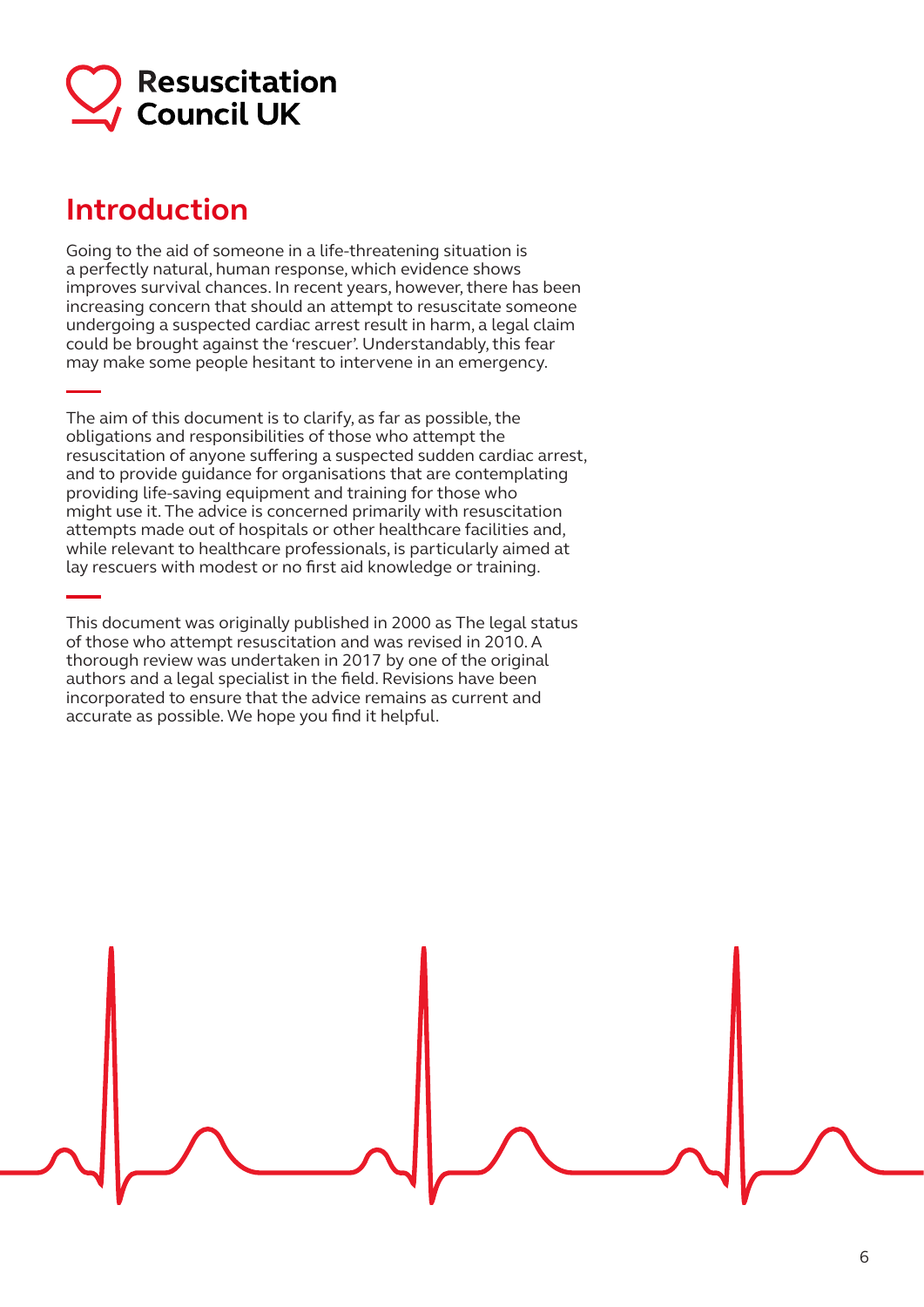# Introduction

Going to the aid of someone in a life-threatening situation is a perfectly natural, human response, which evidence shows improves survival chances. In recent years, however, there has been increasing concern that should an attempt to resuscitate someone undergoing a suspected cardiac arrest result in harm, a legal claim could be brought against the 'rescuer'. Understandably, this fear may make some people hesitant to intervene in an emergency.

The aim of this document is to clarify, as far as possible, the obligations and responsibilities of those who attempt the resuscitation of anyone suffering a suspected sudden cardiac arrest, and to provide guidance for organisations that are contemplating providing life-saving equipment and training for those who might use it. The advice is concerned primarily with resuscitation attempts made out of hospitals or other healthcare facilities and, while relevant to healthcare professionals, is particularly aimed at lay rescuers with modest or no first aid knowledge or training.

This document was originally published in 2000 as The legal status of those who attempt resuscitation and was revised in 2010. A thorough review was undertaken in 2017 by one of the original authors and a legal specialist in the field. Revisions have been incorporated to ensure that the advice remains as current and accurate as possible. We hope you find it helpful.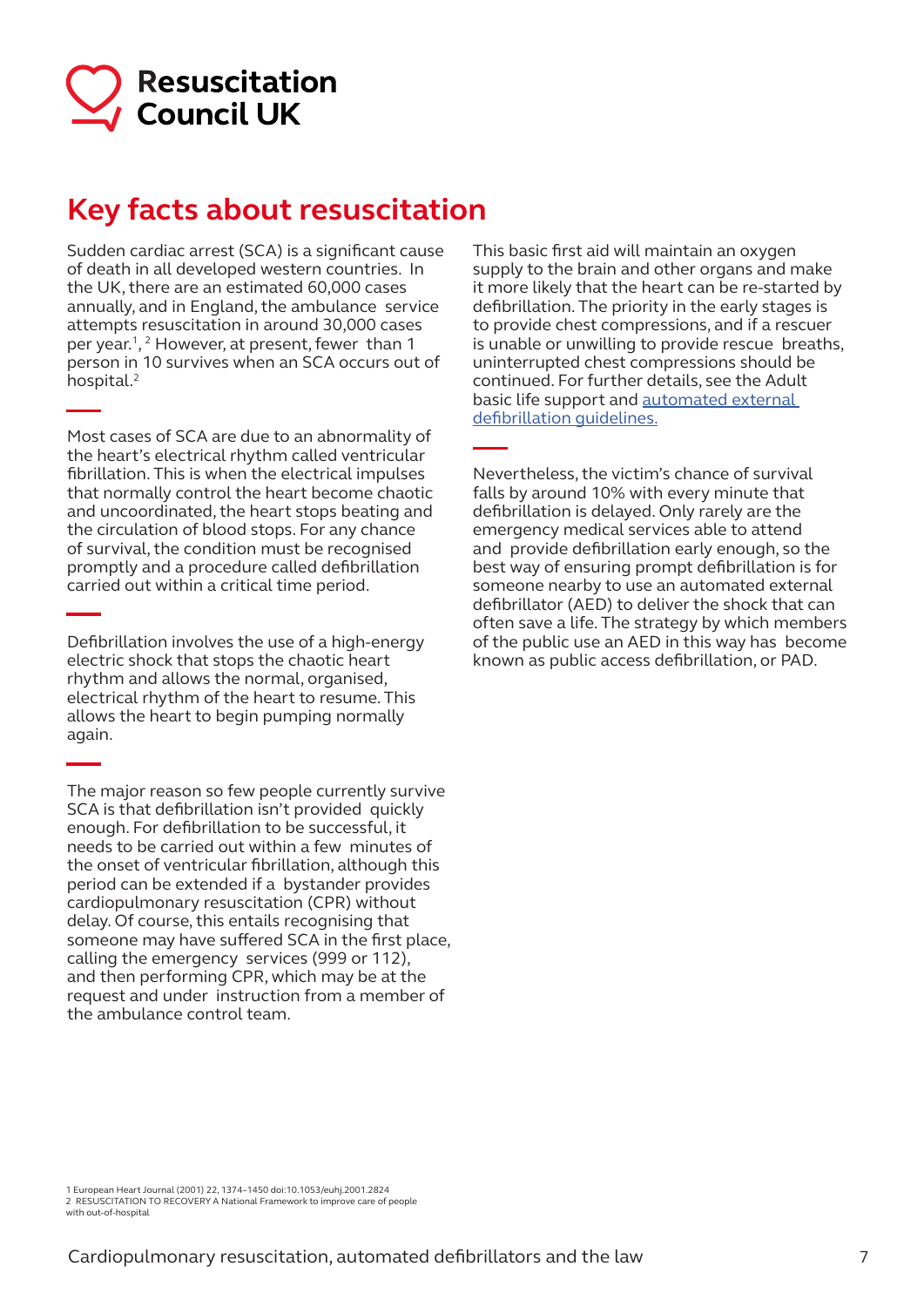# Key facts about resuscitation

Sudden cardiac arrest (SCA) is a significant cause of death in all developed western countries. In the UK, there are an estimated 60,000 cases annually, and in England, the ambulance service attempts resuscitation in around 30,000 cases per year.[1, 2] However, at present, fewer than 1 person in 10 survives when an SCA occurs out of hospital.[2]

Most cases of SCA are due to an abnormality of the heart's electrical rhythm called ventricular fibrillation. This is when the electrical impulses that normally control the heart become chaotic and uncoordinated, the heart stops beating and the circulation of blood stops. For any chance of survival, the condition must be recognised promptly and a procedure called defibrillation carried out within a critical time period.

Defibrillation involves the use of a high-energy electric shock that stops the chaotic heart rhythm and allows the normal, organised, electrical rhythm of the heart to resume. This allows the heart to begin pumping normally again.

The major reason so few people currently survive SCA is that defibrillation isn't provided quickly enough. For defibrillation to be successful, it needs to be carried out within a few minutes of the onset of ventricular fibrillation, although this period can be extended if a bystander provides cardiopulmonary resuscitation (CPR) without delay. Of course, this entails recognising that someone may have suffered SCA in the first place, calling the emergency services (999 or 112), and then performing CPR, which may be at the request and under instruction from a member of the ambulance control team.

This basic first aid will maintain an oxygen supply to the brain and other organs and make it more likely that the heart can be re-started by defibrillation. The priority in the early stages is to provide chest compressions, and if a rescuer is unable or unwilling to provide rescue breaths, uninterrupted chest compressions should be continued. For further details, see the Adult basic life support and [automated external defibrillation guidelines.]

Nevertheless, the victim's chance of survival falls by around 10% with every minute that defibrillation is delayed. Only rarely are the emergency medical services able to attend and provide defibrillation early enough, so the best way of ensuring prompt defibrillation is for someone nearby to use an automated external defibrillator (AED) to deliver the shock that can often save a life. The strategy by which members of the public use an AED in this way has become known as public access defibrillation, or PAD.

1 European Heart Journal (2001) 22, 1374–1450 doi:10.1053/euhj.2001.2824
2 RESUSCITATION TO RECOVERY A National Framework to improve care of people with out-of-hospital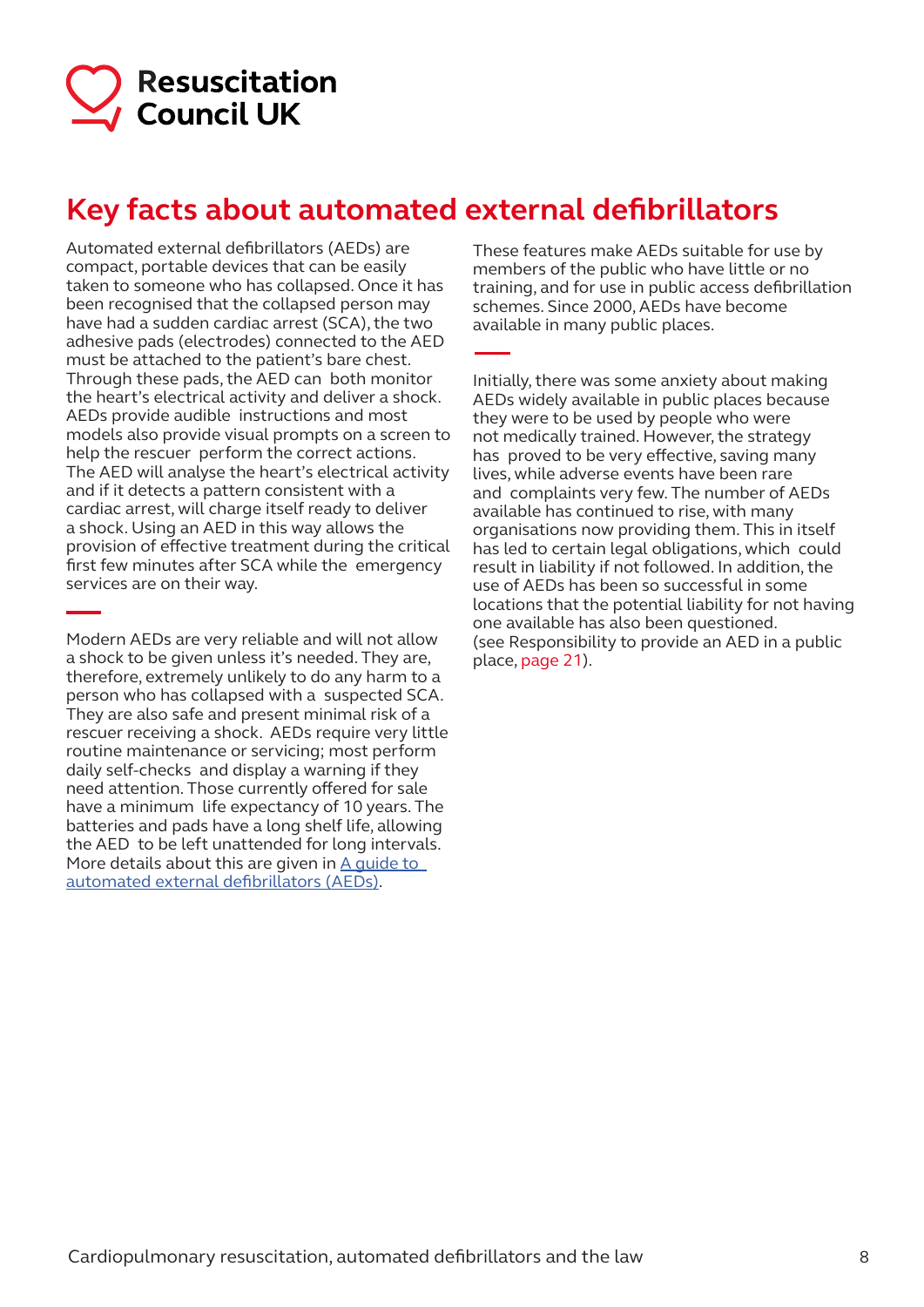# Key facts about automated external defibrillators

Automated external defibrillators (AEDs) are compact, portable devices that can be easily taken to someone who has collapsed. Once it has been recognised that the collapsed person may have had a sudden cardiac arrest (SCA), the two adhesive pads (electrodes) connected to the AED must be attached to the patient's bare chest. Through these pads, the AED can both monitor the heart's electrical activity and deliver a shock. AEDs provide audible instructions and most models also provide visual prompts on a screen to help the rescuer perform the correct actions. The AED will analyse the heart's electrical activity and if it detects a pattern consistent with a cardiac arrest, will charge itself ready to deliver a shock. Using an AED in this way allows the provision of effective treatment during the critical first few minutes after SCA while the emergency services are on their way.

Modern AEDs are very reliable and will not allow a shock to be given unless it's needed. They are, therefore, extremely unlikely to do any harm to a person who has collapsed with a suspected SCA. They are also safe and present minimal risk of a rescuer receiving a shock. AEDs require very little routine maintenance or servicing; most perform daily self-checks and display a warning if they need attention. Those currently offered for sale have a minimum life expectancy of 10 years. The batteries and pads have a long shelf life, allowing the AED to be left unattended for long intervals. More details about this are given in [A guide to automated external defibrillators (AEDs)](#).

These features make AEDs suitable for use by members of the public who have little or no training, and for use in public access defibrillation schemes. Since 2000, AEDs have become available in many public places.

Initially, there was some anxiety about making AEDs widely available in public places because they were to be used by people who were not medically trained. However, the strategy has proved to be very effective, saving many lives, while adverse events have been rare and complaints very few. The number of AEDs available has continued to rise, with many organisations now providing them. This in itself has led to certain legal obligations, which could result in liability if not followed. In addition, the use of AEDs has been so successful in some locations that the potential liability for not having one available has also been questioned. (see Responsibility to provide an AED in a public place, page 21).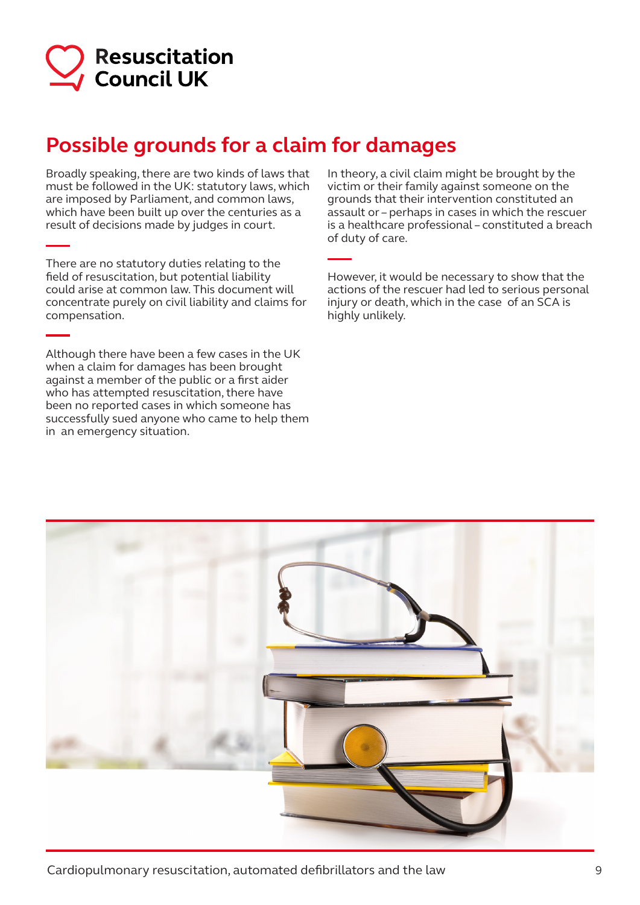## Possible grounds for a claim for damages

Broadly speaking, there are two kinds of laws that must be followed in the UK: statutory laws, which are imposed by Parliament, and common laws, which have been built up over the centuries as a result of decisions made by judges in court.

There are no statutory duties relating to the field of resuscitation, but potential liability could arise at common law. This document will concentrate purely on civil liability and claims for compensation.

Although there have been a few cases in the UK when a claim for damages has been brought against a member of the public or a first aider who has attempted resuscitation, there have been no reported cases in which someone has successfully sued anyone who came to help them in an emergency situation.

In theory, a civil claim might be brought by the victim or their family against someone on the grounds that their intervention constituted an assault or – perhaps in cases in which the rescuer is a healthcare professional – constituted a breach of duty of care.

However, it would be necessary to show that the actions of the rescuer had led to serious personal injury or death, which in the case of an SCA is highly unlikely.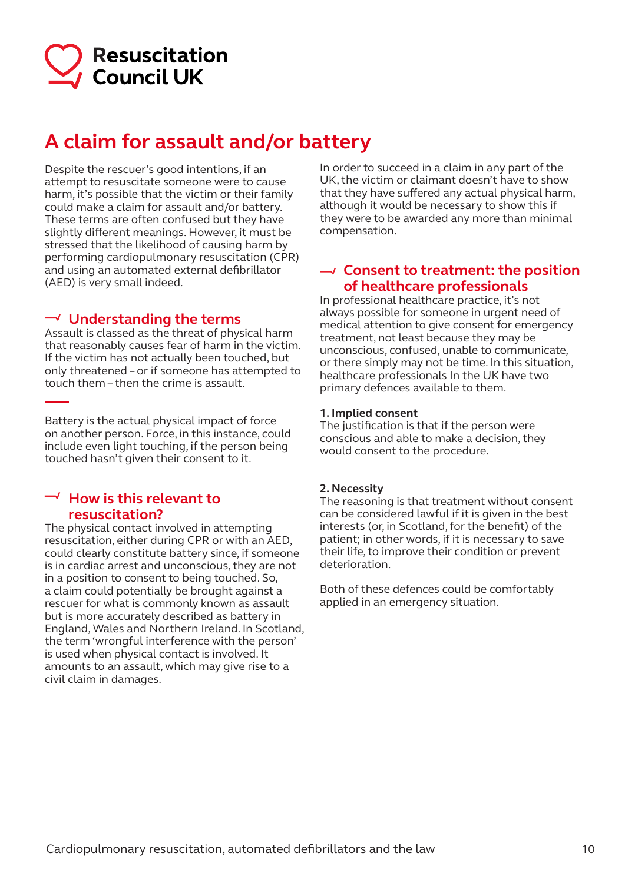# A claim for assault and/or battery

Despite the rescuer's good intentions, if an attempt to resuscitate someone were to cause harm, it's possible that the victim or their family could make a claim for assault and/or battery. These terms are often confused but they have slightly different meanings. However, it must be stressed that the likelihood of causing harm by performing cardiopulmonary resuscitation (CPR) and using an automated external defibrillator (AED) is very small indeed.

## Understanding the terms

Assault is classed as the threat of physical harm that reasonably causes fear of harm in the victim. If the victim has not actually been touched, but only threatened – or if someone has attempted to touch them – then the crime is assault.

Battery is the actual physical impact of force on another person. Force, in this instance, could include even light touching, if the person being touched hasn't given their consent to it.

## How is this relevant to resuscitation?

The physical contact involved in attempting resuscitation, either during CPR or with an AED, could clearly constitute battery since, if someone is in cardiac arrest and unconscious, they are not in a position to consent to being touched. So, a claim could potentially be brought against a rescuer for what is commonly known as assault but is more accurately described as battery in England, Wales and Northern Ireland. In Scotland, the term 'wrongful interference with the person' is used when physical contact is involved. It amounts to an assault, which may give rise to a civil claim in damages.

In order to succeed in a claim in any part of the UK, the victim or claimant doesn't have to show that they have suffered any actual physical harm, although it would be necessary to show this if they were to be awarded any more than minimal compensation.

## Consent to treatment: the position of healthcare professionals

In professional healthcare practice, it's not always possible for someone in urgent need of medical attention to give consent for emergency treatment, not least because they may be unconscious, confused, unable to communicate, or there simply may not be time. In this situation, healthcare professionals In the UK have two primary defences available to them.

**1. Implied consent**
The justification is that if the person were conscious and able to make a decision, they would consent to the procedure.

**2. Necessity**
The reasoning is that treatment without consent can be considered lawful if it is given in the best interests (or, in Scotland, for the benefit) of the patient; in other words, if it is necessary to save their life, to improve their condition or prevent deterioration.

Both of these defences could be comfortably applied in an emergency situation.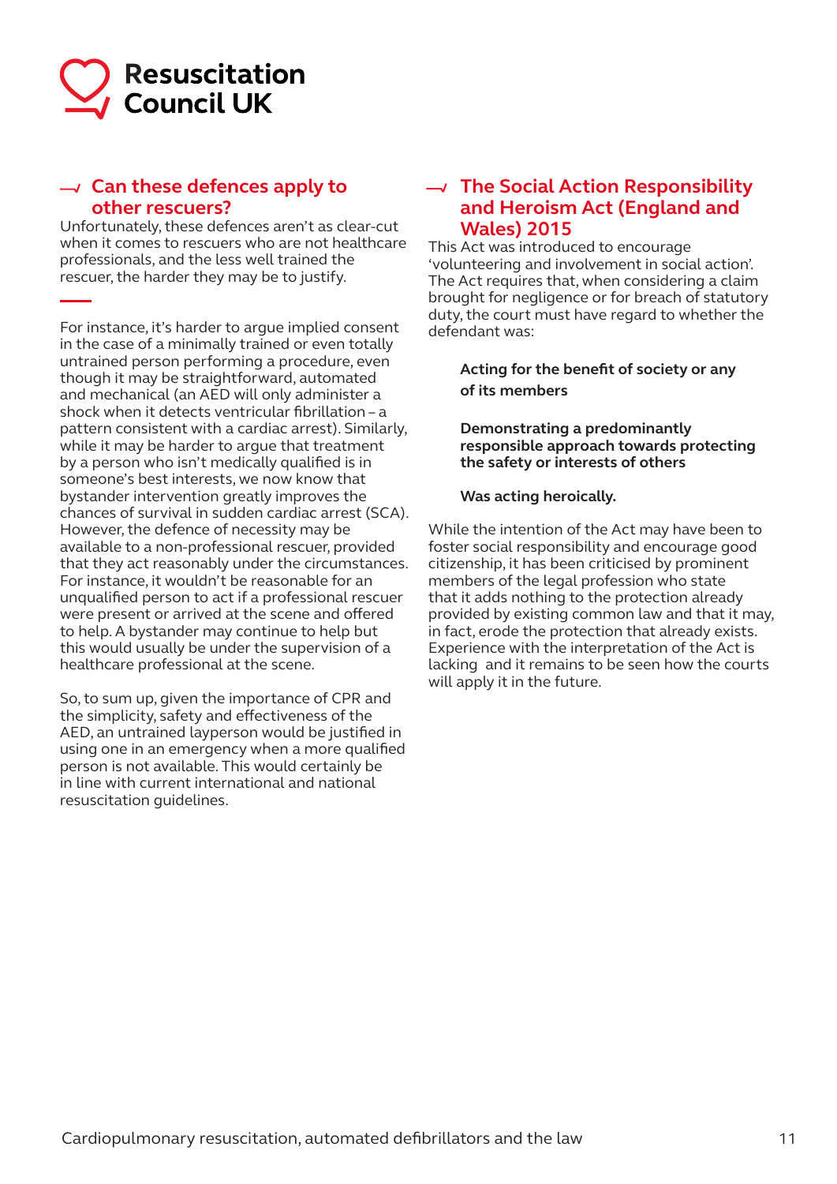## Can these defences apply to other rescuers?

Unfortunately, these defences aren't as clear-cut when it comes to rescuers who are not healthcare professionals, and the less well trained the rescuer, the harder they may be to justify.

For instance, it's harder to argue implied consent in the case of a minimally trained or even totally untrained person performing a procedure, even though it may be straightforward, automated and mechanical (an AED will only administer a shock when it detects ventricular fibrillation – a pattern consistent with a cardiac arrest). Similarly, while it may be harder to argue that treatment by a person who isn't medically qualified is in someone's best interests, we now know that bystander intervention greatly improves the chances of survival in sudden cardiac arrest (SCA). However, the defence of necessity may be available to a non-professional rescuer, provided that they act reasonably under the circumstances. For instance, it wouldn't be reasonable for an unqualified person to act if a professional rescuer were present or arrived at the scene and offered to help. A bystander may continue to help but this would usually be under the supervision of a healthcare professional at the scene.

So, to sum up, given the importance of CPR and the simplicity, safety and effectiveness of the AED, an untrained layperson would be justified in using one in an emergency when a more qualified person is not available. This would certainly be in line with current international and national resuscitation guidelines.

## The Social Action Responsibility and Heroism Act (England and Wales) 2015

This Act was introduced to encourage 'volunteering and involvement in social action'. The Act requires that, when considering a claim brought for negligence or for breach of statutory duty, the court must have regard to whether the defendant was:

**Acting for the benefit of society or any of its members**

**Demonstrating a predominantly responsible approach towards protecting the safety or interests of others**

**Was acting heroically.**

While the intention of the Act may have been to foster social responsibility and encourage good citizenship, it has been criticised by prominent members of the legal profession who state that it adds nothing to the protection already provided by existing common law and that it may, in fact, erode the protection that already exists. Experience with the interpretation of the Act is lacking and it remains to be seen how the courts will apply it in the future.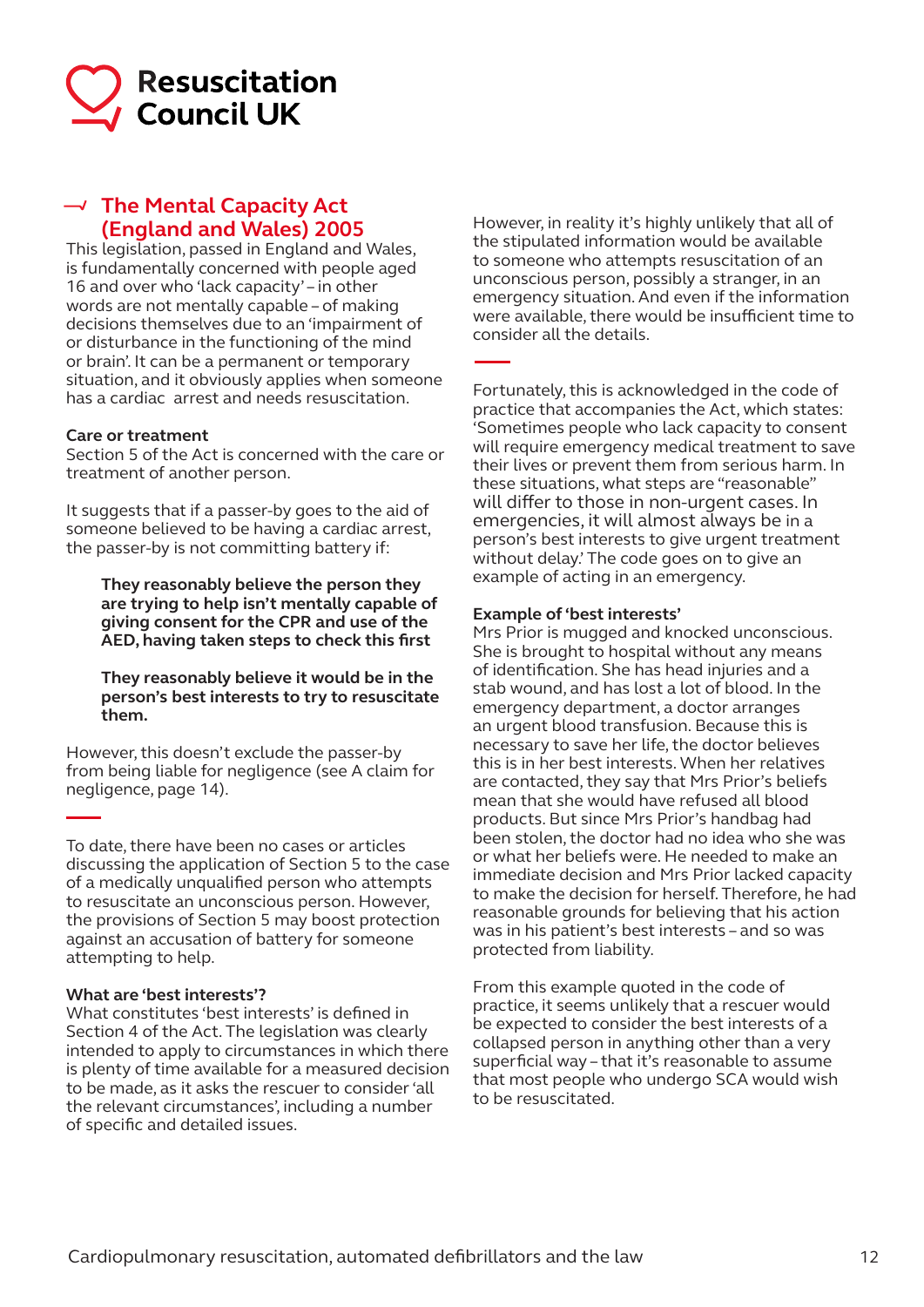## The Mental Capacity Act (England and Wales) 2005

This legislation, passed in England and Wales, is fundamentally concerned with people aged 16 and over who 'lack capacity' – in other words are not mentally capable – of making decisions themselves due to an 'impairment of or disturbance in the functioning of the mind or brain'. It can be a permanent or temporary situation, and it obviously applies when someone has a cardiac arrest and needs resuscitation.

### Care or treatment

Section 5 of the Act is concerned with the care or treatment of another person.

It suggests that if a passer-by goes to the aid of someone believed to be having a cardiac arrest, the passer-by is not committing battery if:

> **They reasonably believe the person they are trying to help isn't mentally capable of giving consent for the CPR and use of the AED, having taken steps to check this first**
>
> **They reasonably believe it would be in the person's best interests to try to resuscitate them.**

However, this doesn't exclude the passer-by from being liable for negligence (see A claim for negligence, page 14).

---

To date, there have been no cases or articles discussing the application of Section 5 to the case of a medically unqualified person who attempts to resuscitate an unconscious person. However, the provisions of Section 5 may boost protection against an accusation of battery for someone attempting to help.

### What are 'best interests'?

What constitutes 'best interests' is defined in Section 4 of the Act. The legislation was clearly intended to apply to circumstances in which there is plenty of time available for a measured decision to be made, as it asks the rescuer to consider 'all the relevant circumstances', including a number of specific and detailed issues.

However, in reality it's highly unlikely that all of the stipulated information would be available to someone who attempts resuscitation of an unconscious person, possibly a stranger, in an emergency situation. And even if the information were available, there would be insufficient time to consider all the details.

---

Fortunately, this is acknowledged in the code of practice that accompanies the Act, which states: 'Sometimes people who lack capacity to consent will require emergency medical treatment to save their lives or prevent them from serious harm. In these situations, what steps are "reasonable" will differ to those in non-urgent cases. In emergencies, it will almost always be in a person's best interests to give urgent treatment without delay.' The code goes on to give an example of acting in an emergency.

### Example of 'best interests'

Mrs Prior is mugged and knocked unconscious. She is brought to hospital without any means of identification. She has head injuries and a stab wound, and has lost a lot of blood. In the emergency department, a doctor arranges an urgent blood transfusion. Because this is necessary to save her life, the doctor believes this is in her best interests. When her relatives are contacted, they say that Mrs Prior's beliefs mean that she would have refused all blood products. But since Mrs Prior's handbag had been stolen, the doctor had no idea who she was or what her beliefs were. He needed to make an immediate decision and Mrs Prior lacked capacity to make the decision for herself. Therefore, he had reasonable grounds for believing that his action was in his patient's best interests – and so was protected from liability.

From this example quoted in the code of practice, it seems unlikely that a rescuer would be expected to consider the best interests of a collapsed person in anything other than a very superficial way – that it's reasonable to assume that most people who undergo SCA would wish to be resuscitated.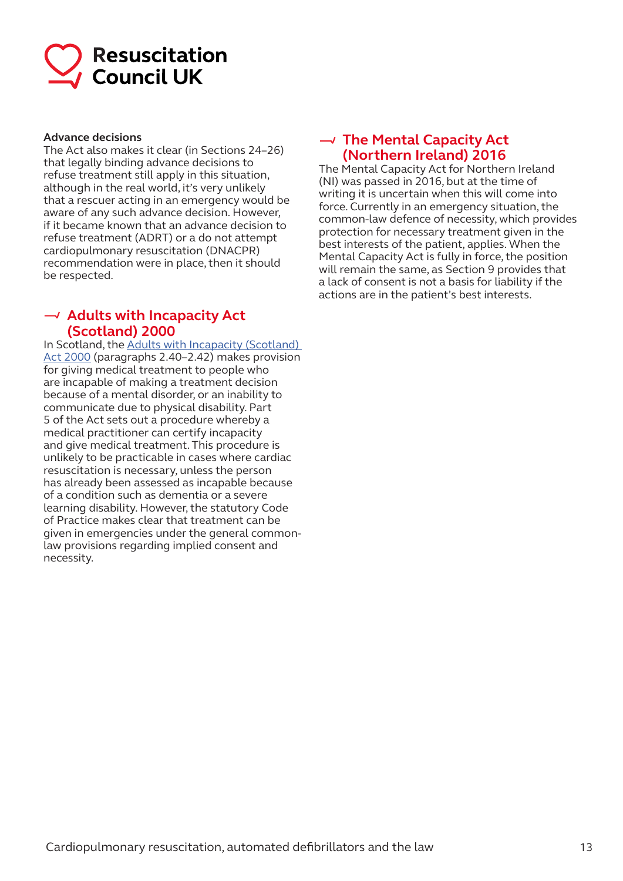**Advance decisions**

The Act also makes it clear (in Sections 24–26) that legally binding advance decisions to refuse treatment still apply in this situation, although in the real world, it's very unlikely that a rescuer acting in an emergency would be aware of any such advance decision. However, if it became known that an advance decision to refuse treatment (ADRT) or a do not attempt cardiopulmonary resuscitation (DNACPR) recommendation were in place, then it should be respected.

## Adults with Incapacity Act (Scotland) 2000

In Scotland, the Adults with Incapacity (Scotland) Act 2000 (paragraphs 2.40–2.42) makes provision for giving medical treatment to people who are incapable of making a treatment decision because of a mental disorder, or an inability to communicate due to physical disability. Part 5 of the Act sets out a procedure whereby a medical practitioner can certify incapacity and give medical treatment. This procedure is unlikely to be practicable in cases where cardiac resuscitation is necessary, unless the person has already been assessed as incapable because of a condition such as dementia or a severe learning disability. However, the statutory Code of Practice makes clear that treatment can be given in emergencies under the general common-law provisions regarding implied consent and necessity.

## The Mental Capacity Act (Northern Ireland) 2016

The Mental Capacity Act for Northern Ireland (NI) was passed in 2016, but at the time of writing it is uncertain when this will come into force. Currently in an emergency situation, the common-law defence of necessity, which provides protection for necessary treatment given in the best interests of the patient, applies. When the Mental Capacity Act is fully in force, the position will remain the same, as Section 9 provides that a lack of consent is not a basis for liability if the actions are in the patient's best interests.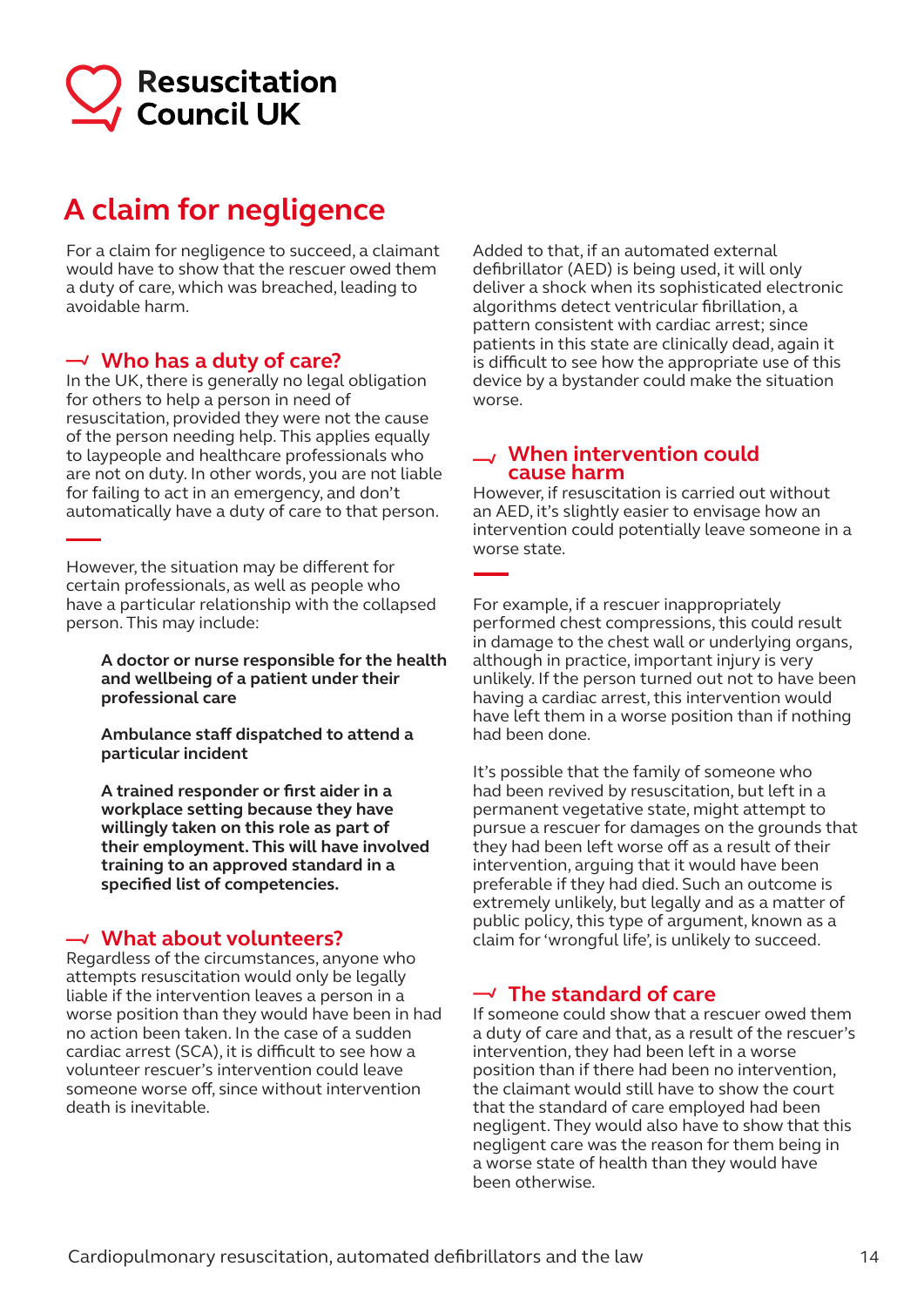# A claim for negligence

For a claim for negligence to succeed, a claimant would have to show that the rescuer owed them a duty of care, which was breached, leading to avoidable harm.

## Who has a duty of care?

In the UK, there is generally no legal obligation for others to help a person in need of resuscitation, provided they were not the cause of the person needing help. This applies equally to laypeople and healthcare professionals who are not on duty. In other words, you are not liable for failing to act in an emergency, and don't automatically have a duty of care to that person.

However, the situation may be different for certain professionals, as well as people who have a particular relationship with the collapsed person. This may include:

**A doctor or nurse responsible for the health and wellbeing of a patient under their professional care**

**Ambulance staff dispatched to attend a particular incident**

**A trained responder or first aider in a workplace setting because they have willingly taken on this role as part of their employment. This will have involved training to an approved standard in a specified list of competencies.**

## What about volunteers?

Regardless of the circumstances, anyone who attempts resuscitation would only be legally liable if the intervention leaves a person in a worse position than they would have been in had no action been taken. In the case of a sudden cardiac arrest (SCA), it is difficult to see how a volunteer rescuer's intervention could leave someone worse off, since without intervention death is inevitable.

Added to that, if an automated external defibrillator (AED) is being used, it will only deliver a shock when its sophisticated electronic algorithms detect ventricular fibrillation, a pattern consistent with cardiac arrest; since patients in this state are clinically dead, again it is difficult to see how the appropriate use of this device by a bystander could make the situation worse.

## When intervention could cause harm

However, if resuscitation is carried out without an AED, it's slightly easier to envisage how an intervention could potentially leave someone in a worse state.

For example, if a rescuer inappropriately performed chest compressions, this could result in damage to the chest wall or underlying organs, although in practice, important injury is very unlikely. If the person turned out not to have been having a cardiac arrest, this intervention would have left them in a worse position than if nothing had been done.

It's possible that the family of someone who had been revived by resuscitation, but left in a permanent vegetative state, might attempt to pursue a rescuer for damages on the grounds that they had been left worse off as a result of their intervention, arguing that it would have been preferable if they had died. Such an outcome is extremely unlikely, but legally and as a matter of public policy, this type of argument, known as a claim for 'wrongful life', is unlikely to succeed.

## The standard of care

If someone could show that a rescuer owed them a duty of care and that, as a result of the rescuer's intervention, they had been left in a worse position than if there had been no intervention, the claimant would still have to show the court that the standard of care employed had been negligent. They would also have to show that this negligent care was the reason for them being in a worse state of health than they would have been otherwise.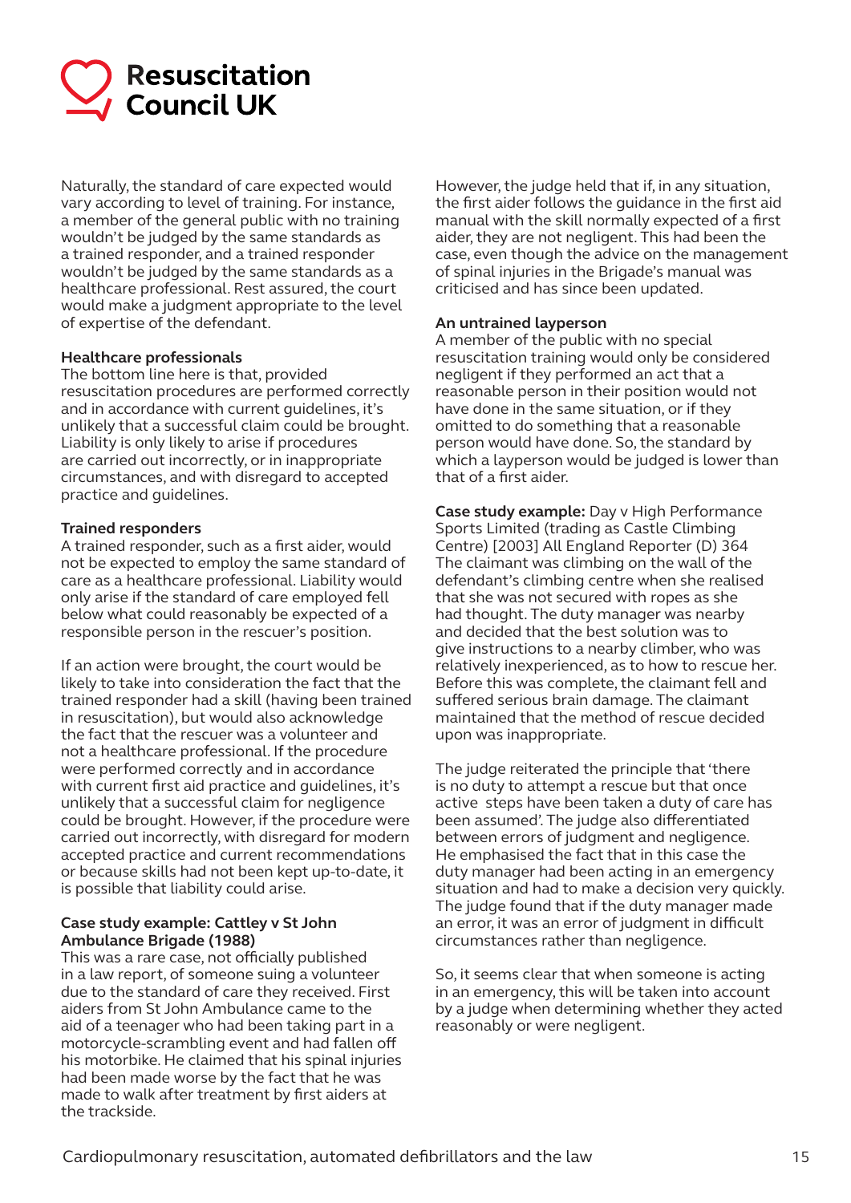Naturally, the standard of care expected would vary according to level of training. For instance, a member of the general public with no training wouldn't be judged by the same standards as a trained responder, and a trained responder wouldn't be judged by the same standards as a healthcare professional. Rest assured, the court would make a judgment appropriate to the level of expertise of the defendant.

**Healthcare professionals**

The bottom line here is that, provided resuscitation procedures are performed correctly and in accordance with current guidelines, it's unlikely that a successful claim could be brought. Liability is only likely to arise if procedures are carried out incorrectly, or in inappropriate circumstances, and with disregard to accepted practice and guidelines.

**Trained responders**

A trained responder, such as a first aider, would not be expected to employ the same standard of care as a healthcare professional. Liability would only arise if the standard of care employed fell below what could reasonably be expected of a responsible person in the rescuer's position.

If an action were brought, the court would be likely to take into consideration the fact that the trained responder had a skill (having been trained in resuscitation), but would also acknowledge the fact that the rescuer was a volunteer and not a healthcare professional. If the procedure were performed correctly and in accordance with current first aid practice and guidelines, it's unlikely that a successful claim for negligence could be brought. However, if the procedure were carried out incorrectly, with disregard for modern accepted practice and current recommendations or because skills had not been kept up-to-date, it is possible that liability could arise.

**Case study example: Cattley v St John Ambulance Brigade (1988)**

This was a rare case, not officially published in a law report, of someone suing a volunteer due to the standard of care they received. First aiders from St John Ambulance came to the aid of a teenager who had been taking part in a motorcycle-scrambling event and had fallen off his motorbike. He claimed that his spinal injuries had been made worse by the fact that he was made to walk after treatment by first aiders at the trackside.

However, the judge held that if, in any situation, the first aider follows the guidance in the first aid manual with the skill normally expected of a first aider, they are not negligent. This had been the case, even though the advice on the management of spinal injuries in the Brigade's manual was criticised and has since been updated.

**An untrained layperson**

A member of the public with no special resuscitation training would only be considered negligent if they performed an act that a reasonable person in their position would not have done in the same situation, or if they omitted to do something that a reasonable person would have done. So, the standard by which a layperson would be judged is lower than that of a first aider.

**Case study example:** Day v High Performance Sports Limited (trading as Castle Climbing Centre) [2003] All England Reporter (D) 364

The claimant was climbing on the wall of the defendant's climbing centre when she realised that she was not secured with ropes as she had thought. The duty manager was nearby and decided that the best solution was to give instructions to a nearby climber, who was relatively inexperienced, as to how to rescue her. Before this was complete, the claimant fell and suffered serious brain damage. The claimant maintained that the method of rescue decided upon was inappropriate.

The judge reiterated the principle that 'there is no duty to attempt a rescue but that once active steps have been taken a duty of care has been assumed'. The judge also differentiated between errors of judgment and negligence. He emphasised the fact that in this case the duty manager had been acting in an emergency situation and had to make a decision very quickly. The judge found that if the duty manager made an error, it was an error of judgment in difficult circumstances rather than negligence.

So, it seems clear that when someone is acting in an emergency, this will be taken into account by a judge when determining whether they acted reasonably or were negligent.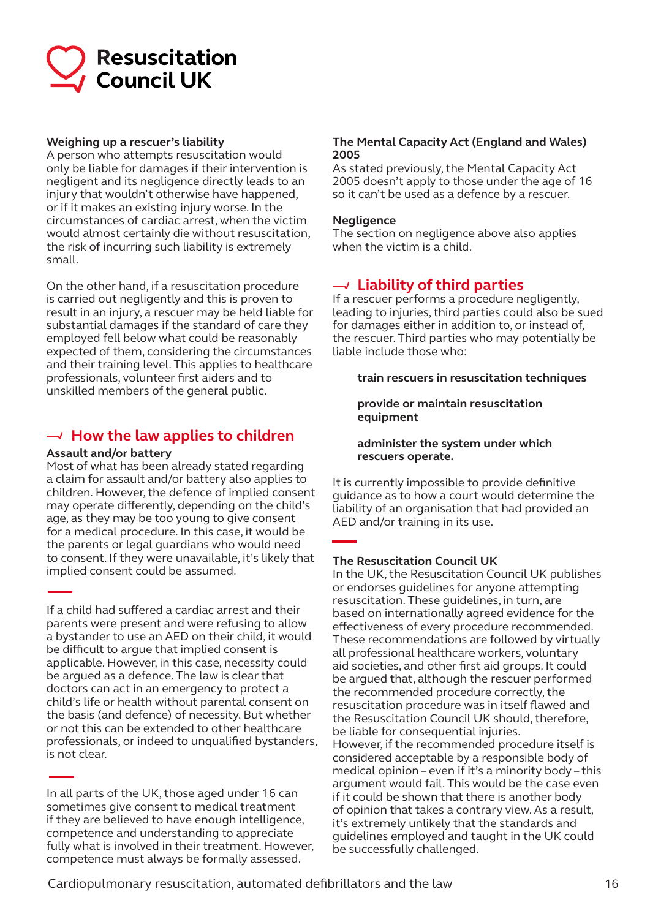### Weighing up a rescuer's liability

A person who attempts resuscitation would only be liable for damages if their intervention is negligent and its negligence directly leads to an injury that wouldn't otherwise have happened, or if it makes an existing injury worse. In the circumstances of cardiac arrest, when the victim would almost certainly die without resuscitation, the risk of incurring such liability is extremely small.

On the other hand, if a resuscitation procedure is carried out negligently and this is proven to result in an injury, a rescuer may be held liable for substantial damages if the standard of care they employed fell below what could be reasonably expected of them, considering the circumstances and their training level. This applies to healthcare professionals, volunteer first aiders and to unskilled members of the general public.

## How the law applies to children

### Assault and/or battery

Most of what has been already stated regarding a claim for assault and/or battery also applies to children. However, the defence of implied consent may operate differently, depending on the child's age, as they may be too young to give consent for a medical procedure. In this case, it would be the parents or legal guardians who would need to consent. If they were unavailable, it's likely that implied consent could be assumed.

If a child had suffered a cardiac arrest and their parents were present and were refusing to allow a bystander to use an AED on their child, it would be difficult to argue that implied consent is applicable. However, in this case, necessity could be argued as a defence. The law is clear that doctors can act in an emergency to protect a child's life or health without parental consent on the basis (and defence) of necessity. But whether or not this can be extended to other healthcare professionals, or indeed to unqualified bystanders, is not clear.

In all parts of the UK, those aged under 16 can sometimes give consent to medical treatment if they are believed to have enough intelligence, competence and understanding to appreciate fully what is involved in their treatment. However, competence must always be formally assessed.

### The Mental Capacity Act (England and Wales) 2005

As stated previously, the Mental Capacity Act 2005 doesn't apply to those under the age of 16 so it can't be used as a defence by a rescuer.

### Negligence

The section on negligence above also applies when the victim is a child.

## Liability of third parties

If a rescuer performs a procedure negligently, leading to injuries, third parties could also be sued for damages either in addition to, or instead of, the rescuer. Third parties who may potentially be liable include those who:

- **train rescuers in resuscitation techniques**
- **provide or maintain resuscitation equipment**
- **administer the system under which rescuers operate.**

It is currently impossible to provide definitive guidance as to how a court would determine the liability of an organisation that had provided an AED and/or training in its use.

### The Resuscitation Council UK

In the UK, the Resuscitation Council UK publishes or endorses guidelines for anyone attempting resuscitation. These guidelines, in turn, are based on internationally agreed evidence for the effectiveness of every procedure recommended. These recommendations are followed by virtually all professional healthcare workers, voluntary aid societies, and other first aid groups. It could be argued that, although the rescuer performed the recommended procedure correctly, the resuscitation procedure was in itself flawed and the Resuscitation Council UK should, therefore, be liable for consequential injuries.

However, if the recommended procedure itself is considered acceptable by a responsible body of medical opinion – even if it's a minority body – this argument would fail. This would be the case even if it could be shown that there is another body of opinion that takes a contrary view. As a result, it's extremely unlikely that the standards and guidelines employed and taught in the UK could be successfully challenged.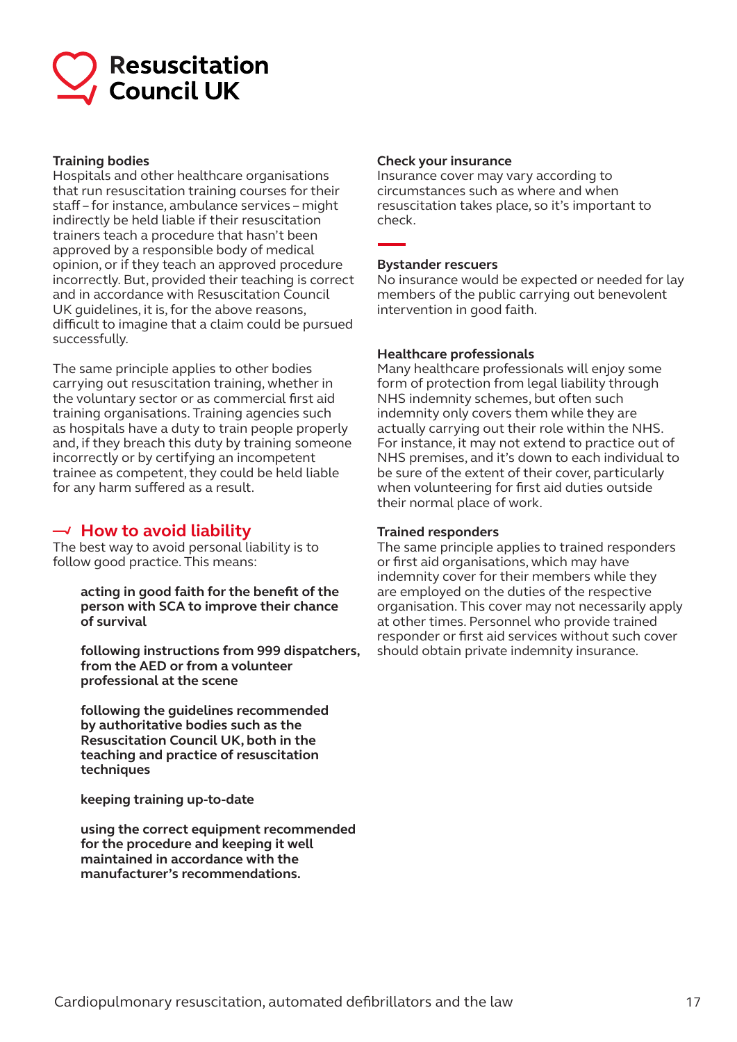**Training bodies**
Hospitals and other healthcare organisations that run resuscitation training courses for their staff – for instance, ambulance services – might indirectly be held liable if their resuscitation trainers teach a procedure that hasn't been approved by a responsible body of medical opinion, or if they teach an approved procedure incorrectly. But, provided their teaching is correct and in accordance with Resuscitation Council UK guidelines, it is, for the above reasons, difficult to imagine that a claim could be pursued successfully.

The same principle applies to other bodies carrying out resuscitation training, whether in the voluntary sector or as commercial first aid training organisations. Training agencies such as hospitals have a duty to train people properly and, if they breach this duty by training someone incorrectly or by certifying an incompetent trainee as competent, they could be held liable for any harm suffered as a result.

## How to avoid liability

The best way to avoid personal liability is to follow good practice. This means:

**acting in good faith for the benefit of the person with SCA to improve their chance of survival**

**following instructions from 999 dispatchers, from the AED or from a volunteer professional at the scene**

**following the guidelines recommended by authoritative bodies such as the Resuscitation Council UK, both in the teaching and practice of resuscitation techniques**

**keeping training up-to-date**

**using the correct equipment recommended for the procedure and keeping it well maintained in accordance with the manufacturer's recommendations.**

**Check your insurance**
Insurance cover may vary according to circumstances such as where and when resuscitation takes place, so it's important to check.

**Bystander rescuers**
No insurance would be expected or needed for lay members of the public carrying out benevolent intervention in good faith.

**Healthcare professionals**
Many healthcare professionals will enjoy some form of protection from legal liability through NHS indemnity schemes, but often such indemnity only covers them while they are actually carrying out their role within the NHS. For instance, it may not extend to practice out of NHS premises, and it's down to each individual to be sure of the extent of their cover, particularly when volunteering for first aid duties outside their normal place of work.

**Trained responders**
The same principle applies to trained responders or first aid organisations, which may have indemnity cover for their members while they are employed on the duties of the respective organisation. This cover may not necessarily apply at other times. Personnel who provide trained responder or first aid services without such cover should obtain private indemnity insurance.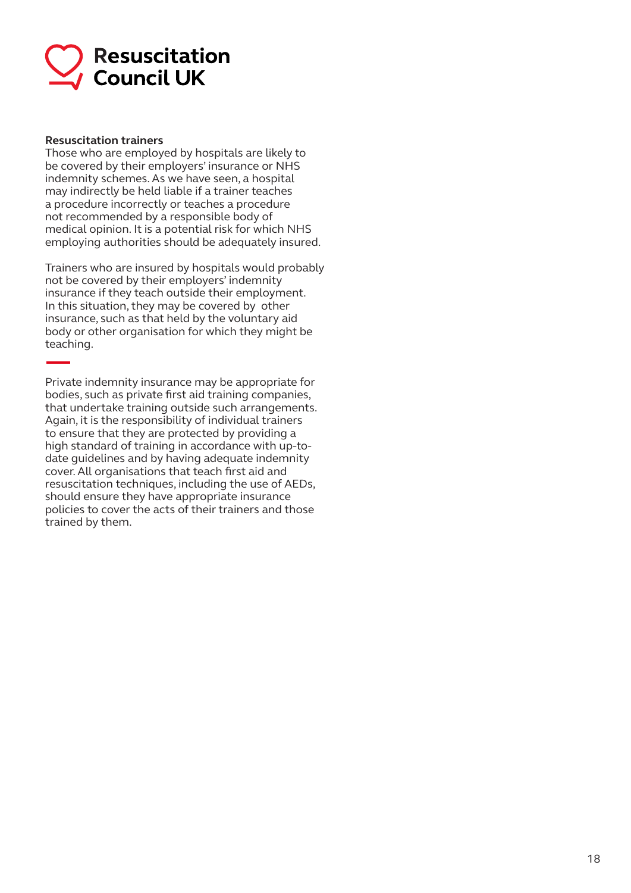**Resuscitation trainers**

Those who are employed by hospitals are likely to be covered by their employers' insurance or NHS indemnity schemes. As we have seen, a hospital may indirectly be held liable if a trainer teaches a procedure incorrectly or teaches a procedure not recommended by a responsible body of medical opinion. It is a potential risk for which NHS employing authorities should be adequately insured.

Trainers who are insured by hospitals would probably not be covered by their employers' indemnity insurance if they teach outside their employment. In this situation, they may be covered by other insurance, such as that held by the voluntary aid body or other organisation for which they might be teaching.

Private indemnity insurance may be appropriate for bodies, such as private first aid training companies, that undertake training outside such arrangements. Again, it is the responsibility of individual trainers to ensure that they are protected by providing a high standard of training in accordance with up-to-date guidelines and by having adequate indemnity cover. All organisations that teach first aid and resuscitation techniques, including the use of AEDs, should ensure they have appropriate insurance policies to cover the acts of their trainers and those trained by them.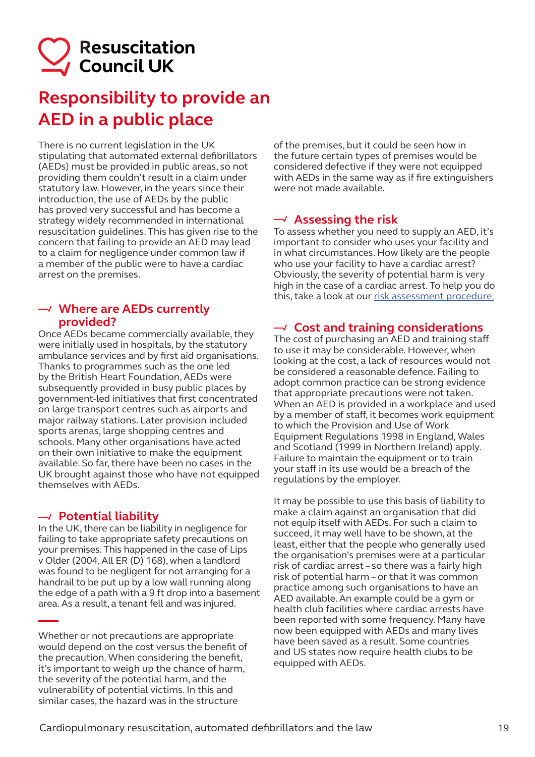Resuscitation Council UK

# Responsibility to provide an AED in a public place

There is no current legislation in the UK stipulating that automated external defibrillators (AEDs) must be provided in public areas, so not providing them couldn't result in a claim under statutory law. However, in the years since their introduction, the use of AEDs by the public has proved very successful and has become a strategy widely recommended in international resuscitation guidelines. This has given rise to the concern that failing to provide an AED may lead to a claim for negligence under common law if a member of the public were to have a cardiac arrest on the premises.

## Where are AEDs currently provided?

Once AEDs became commercially available, they were initially used in hospitals, by the statutory ambulance services and by first aid organisations. Thanks to programmes such as the one led by the British Heart Foundation, AEDs were subsequently provided in busy public places by government-led initiatives that first concentrated on large transport centres such as airports and major railway stations. Later provision included sports arenas, large shopping centres and schools. Many other organisations have acted on their own initiative to make the equipment available. So far, there have been no cases in the UK brought against those who have not equipped themselves with AEDs.

## Potential liability

In the UK, there can be liability in negligence for failing to take appropriate safety precautions on your premises. This happened in the case of Lips v Older (2004, All ER (D) 168), when a landlord was found to be negligent for not arranging for a handrail to be put up by a low wall running along the edge of a path with a 9 ft drop into a basement area. As a result, a tenant fell and was injured.

Whether or not precautions are appropriate would depend on the cost versus the benefit of the precaution. When considering the benefit, it's important to weigh up the chance of harm, the severity of the potential harm, and the vulnerability of potential victims. In this and similar cases, the hazard was in the structure of the premises, but it could be seen how in the future certain types of premises would be considered defective if they were not equipped with AEDs in the same way as if fire extinguishers were not made available.

## Assessing the risk

To assess whether you need to supply an AED, it's important to consider who uses your facility and in what circumstances. How likely are the people who use your facility to have a cardiac arrest? Obviously, the severity of potential harm is very high in the case of a cardiac arrest. To help you do this, take a look at our risk assessment procedure.

## Cost and training considerations

The cost of purchasing an AED and training staff to use it may be considerable. However, when looking at the cost, a lack of resources would not be considered a reasonable defence. Failing to adopt common practice can be strong evidence that appropriate precautions were not taken. When an AED is provided in a workplace and used by a member of staff, it becomes work equipment to which the Provision and Use of Work Equipment Regulations 1998 in England, Wales and Scotland (1999 in Northern Ireland) apply. Failure to maintain the equipment or to train your staff in its use would be a breach of the regulations by the employer.

It may be possible to use this basis of liability to make a claim against an organisation that did not equip itself with AEDs. For such a claim to succeed, it may well have to be shown, at the least, either that the people who generally used the organisation's premises were at a particular risk of cardiac arrest – so there was a fairly high risk of potential harm – or that it was common practice among such organisations to have an AED available. An example could be a gym or health club facilities where cardiac arrests have been reported with some frequency. Many have now been equipped with AEDs and many lives have been saved as a result. Some countries and US states now require health clubs to be equipped with AEDs.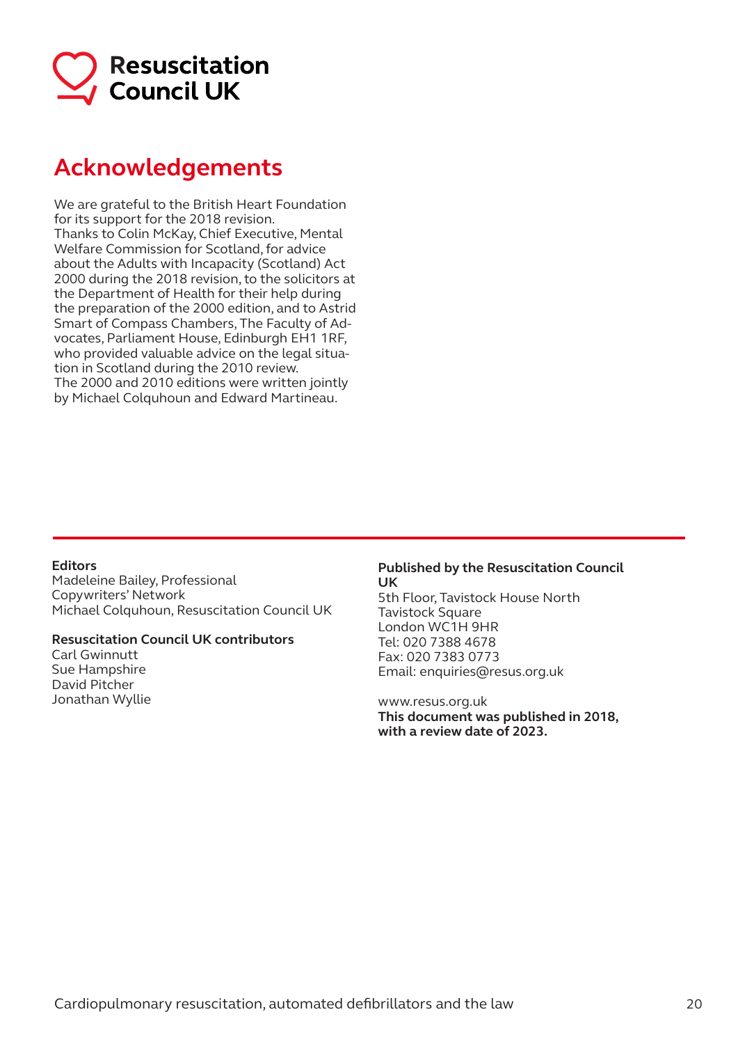Resuscitation Council UK

# Acknowledgements

We are grateful to the British Heart Foundation for its support for the 2018 revision.
Thanks to Colin McKay, Chief Executive, Mental Welfare Commission for Scotland, for advice about the Adults with Incapacity (Scotland) Act 2000 during the 2018 revision, to the solicitors at the Department of Health for their help during the preparation of the 2000 edition, and to Astrid Smart of Compass Chambers, The Faculty of Advocates, Parliament House, Edinburgh EH1 1RF, who provided valuable advice on the legal situation in Scotland during the 2010 review.
The 2000 and 2010 editions were written jointly by Michael Colquhoun and Edward Martineau.

**Editors**
Madeleine Bailey, Professional Copywriters' Network
Michael Colquhoun, Resuscitation Council UK

**Resuscitation Council UK contributors**
Carl Gwinnutt
Sue Hampshire
David Pitcher
Jonathan Wyllie

**Published by the Resuscitation Council UK**
5th Floor, Tavistock House North
Tavistock Square
London WC1H 9HR
Tel: 020 7388 4678
Fax: 020 7383 0773
Email: enquiries@resus.org.uk

www.resus.org.uk
**This document was published in 2018, with a review date of 2023.**